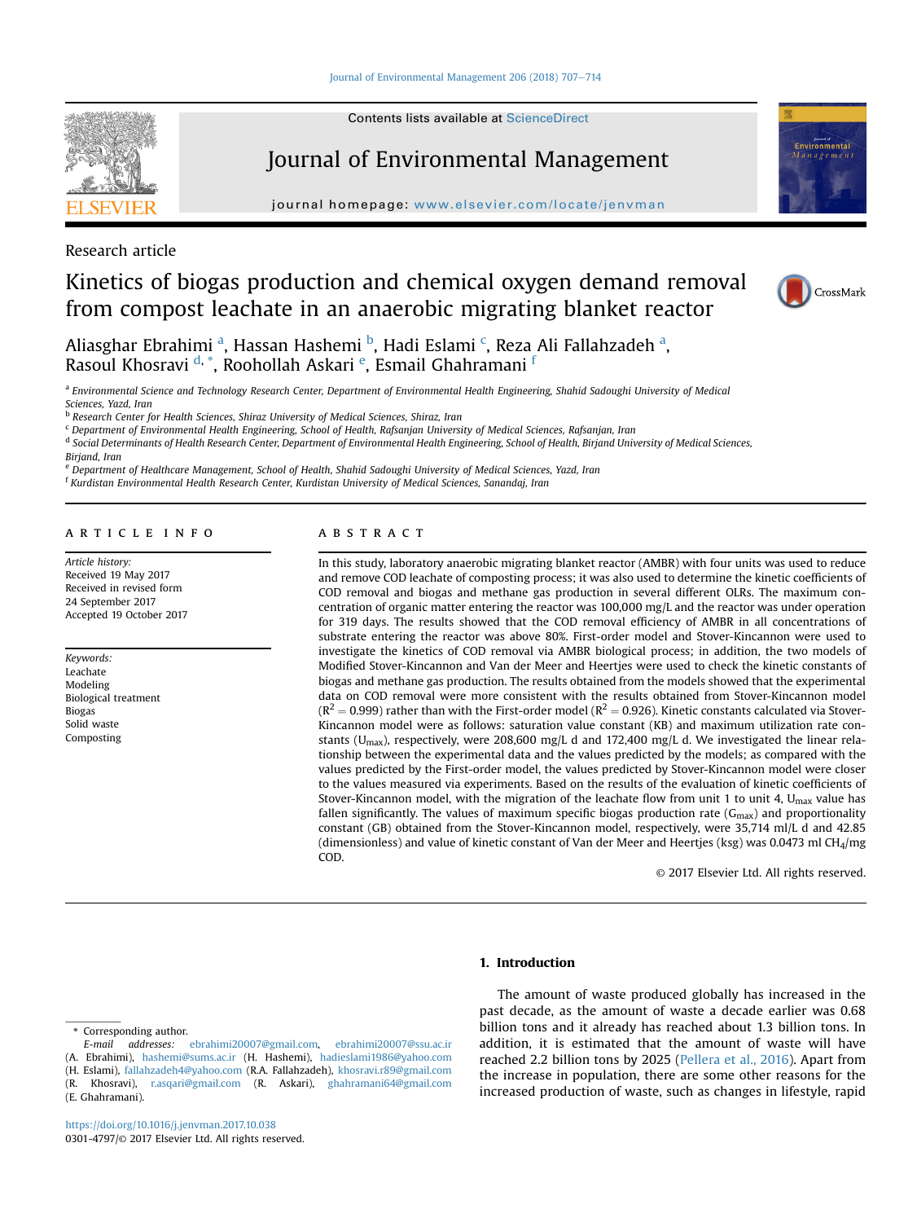Research article

# Kinetics of biogas production and chemical oxygen demand removal from compost leachate in an anaerobic migrating blanket reactor

Aliasghar Ebrahimi [a], Hassan Hashemi [b], Hadi Eslami [c], Reza Ali Fallahzadeh [a], Rasoul Khosravi [d,*], Roohollah Askari [e], Esmail Ghahramani [f]

[a] Environmental Science and Technology Research Center, Department of Environmental Health Engineering, Shahid Sadoughi University of Medical Sciences, Yazd, Iran

[b] Research Center for Health Sciences, Shiraz University of Medical Sciences, Shiraz, Iran

[c] Department of Environmental Health Engineering, School of Health, Rafsanjan University of Medical Sciences, Rafsanjan, Iran

[d] Social Determinants of Health Research Center, Department of Environmental Health Engineering, School of Health, Birjand University of Medical Sciences, Birjand, Iran

[e] Department of Healthcare Management, School of Health, Shahid Sadoughi University of Medical Sciences, Yazd, Iran

[f] Kurdistan Environmental Health Research Center, Kurdistan University of Medical Sciences, Sanandaj, Iran

## ARTICLE INFO

*Article history:*
Received 19 May 2017
Received in revised form
24 September 2017
Accepted 19 October 2017

*Keywords:*
Leachate
Modeling
Biological treatment
Biogas
Solid waste
Composting

## ABSTRACT

In this study, laboratory anaerobic migrating blanket reactor (AMBR) with four units was used to reduce and remove COD leachate of composting process; it was also used to determine the kinetic coefficients of COD removal and biogas and methane gas production in several different OLRs. The maximum concentration of organic matter entering the reactor was 100,000 mg/L and the reactor was under operation for 319 days. The results showed that the COD removal efficiency of AMBR in all concentrations of substrate entering the reactor was above 80%. First-order model and Stover-Kincannon were used to investigate the kinetics of COD removal via AMBR biological process; in addition, the two models of Modified Stover-Kincannon and Van der Meer and Heertjes were used to check the kinetic constants of biogas and methane gas production. The results obtained from the models showed that the experimental data on COD removal were more consistent with the results obtained from Stover-Kincannon model ($R^2 = 0.999$) rather than with the First-order model ($R^2 = 0.926$). Kinetic constants calculated via Stover-Kincannon model were as follows: saturation value constant (KB) and maximum utilization rate constants ($U_{max}$), respectively, were 208,600 mg/L d and 172,400 mg/L d. We investigated the linear relationship between the experimental data and the values predicted by the models; as compared with the values predicted by the First-order model, the values predicted by Stover-Kincannon model were closer to the values measured via experiments. Based on the results of the evaluation of kinetic coefficients of Stover-Kincannon model, with the migration of the leachate flow from unit 1 to unit 4, $U_{max}$ value has fallen significantly. The values of maximum specific biogas production rate ($G_{max}$) and proportionality constant (GB) obtained from the Stover-Kincannon model, respectively, were 35,714 ml/L d and 42.85 (dimensionless) and value of kinetic constant of Van der Meer and Heertjes (ksg) was 0.0473 ml $CH_4$/mg COD.

© 2017 Elsevier Ltd. All rights reserved.

## 1. Introduction

The amount of waste produced globally has increased in the past decade, as the amount of waste a decade earlier was 0.68 billion tons and it already has reached about 1.3 billion tons. In addition, it is estimated that the amount of waste will have reached 2.2 billion tons by 2025 (Pellera et al., 2016). Apart from the increase in population, there are some other reasons for the increased production of waste, such as changes in lifestyle, rapid

\* Corresponding author.
*E-mail addresses:* ebrahimi20007@gmail.com, ebrahimi20007@ssu.ac.ir (A. Ebrahimi), hashemi@sums.ac.ir (H. Hashemi), hadieslami1986@yahoo.com (H. Eslami), fallahzadeh4@yahoo.com (R.A. Fallahzadeh), khosravi.r89@gmail.com (R. Khosravi), r.asqari@gmail.com (R. Askari), ghahramani64@gmail.com (E. Ghahramani).

https://doi.org/10.1016/j.jenvman.2017.10.038
0301-4797/© 2017 Elsevier Ltd. All rights reserved.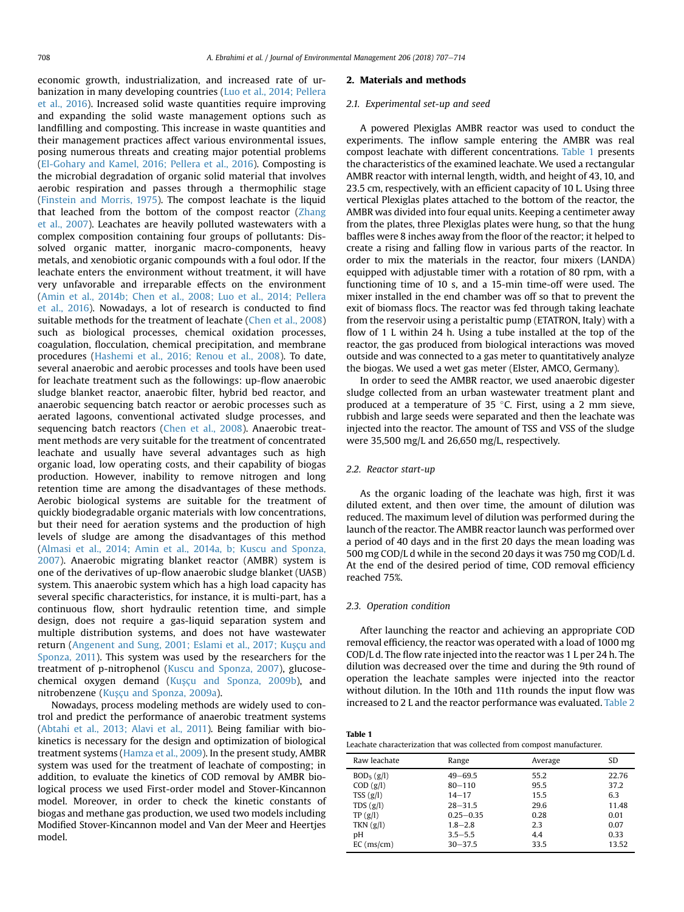economic growth, industrialization, and increased rate of urbanization in many developing countries (Luo et al., 2014; Pellera et al., 2016). Increased solid waste quantities require improving and expanding the solid waste management options such as landfilling and composting. This increase in waste quantities and their management practices affect various environmental issues, posing numerous threats and creating major potential problems (El-Gohary and Kamel, 2016; Pellera et al., 2016). Composting is the microbial degradation of organic solid material that involves aerobic respiration and passes through a thermophilic stage (Finstein and Morris, 1975). The compost leachate is the liquid that leached from the bottom of the compost reactor (Zhang et al., 2007). Leachates are heavily polluted wastewaters with a complex composition containing four groups of pollutants: Dissolved organic matter, inorganic macro-components, heavy metals, and xenobiotic organic compounds with a foul odor. If the leachate enters the environment without treatment, it will have very unfavorable and irreparable effects on the environment (Amin et al., 2014b; Chen et al., 2008; Luo et al., 2014; Pellera et al., 2016). Nowadays, a lot of research is conducted to find suitable methods for the treatment of leachate (Chen et al., 2008) such as biological processes, chemical oxidation processes, coagulation, flocculation, chemical precipitation, and membrane procedures (Hashemi et al., 2016; Renou et al., 2008). To date, several anaerobic and aerobic processes and tools have been used for leachate treatment such as the followings: up-flow anaerobic sludge blanket reactor, anaerobic filter, hybrid bed reactor, and anaerobic sequencing batch reactor or aerobic processes such as aerated lagoons, conventional activated sludge processes, and sequencing batch reactors (Chen et al., 2008). Anaerobic treatment methods are very suitable for the treatment of concentrated leachate and usually have several advantages such as high organic load, low operating costs, and their capability of biogas production. However, inability to remove nitrogen and long retention time are among the disadvantages of these methods. Aerobic biological systems are suitable for the treatment of quickly biodegradable organic materials with low concentrations, but their need for aeration systems and the production of high levels of sludge are among the disadvantages of this method (Almasi et al., 2014; Amin et al., 2014a, b; Kuscu and Sponza, 2007). Anaerobic migrating blanket reactor (AMBR) system is one of the derivatives of up-flow anaerobic sludge blanket (UASB) system. This anaerobic system which has a high load capacity has several specific characteristics, for instance, it is multi-part, has a continuous flow, short hydraulic retention time, and simple design, does not require a gas-liquid separation system and multiple distribution systems, and does not have wastewater return (Angenent and Sung, 2001; Eslami et al., 2017; Kuşçu and Sponza, 2011). This system was used by the researchers for the treatment of p-nitrophenol (Kuscu and Sponza, 2007), glucose-chemical oxygen demand (Kuşçu and Sponza, 2009b), and nitrobenzene (Kuşçu and Sponza, 2009a).

Nowadays, process modeling methods are widely used to control and predict the performance of anaerobic treatment systems (Abtahi et al., 2013; Alavi et al., 2011). Being familiar with biokinetics is necessary for the design and optimization of biological treatment systems (Hamza et al., 2009). In the present study, AMBR system was used for the treatment of leachate of composting; in addition, to evaluate the kinetics of COD removal by AMBR biological process we used First-order model and Stover-Kincannon model. Moreover, in order to check the kinetic constants of biogas and methane gas production, we used two models including Modified Stover-Kincannon model and Van der Meer and Heertjes model.

## 2. Materials and methods

### 2.1. Experimental set-up and seed

A powered Plexiglas AMBR reactor was used to conduct the experiments. The inflow sample entering the AMBR was real compost leachate with different concentrations. Table 1 presents the characteristics of the examined leachate. We used a rectangular AMBR reactor with internal length, width, and height of 43, 10, and 23.5 cm, respectively, with an efficient capacity of 10 L. Using three vertical Plexiglas plates attached to the bottom of the reactor, the AMBR was divided into four equal units. Keeping a centimeter away from the plates, three Plexiglas plates were hung, so that the hung baffles were 8 inches away from the floor of the reactor; it helped to create a rising and falling flow in various parts of the reactor. In order to mix the materials in the reactor, four mixers (LANDA) equipped with adjustable timer with a rotation of 80 rpm, with a functioning time of 10 s, and a 15-min time-off were used. The mixer installed in the end chamber was off so that to prevent the exit of biomass flocs. The reactor was fed through taking leachate from the reservoir using a peristaltic pump (ETATRON, Italy) with a flow of 1 L within 24 h. Using a tube installed at the top of the reactor, the gas produced from biological interactions was moved outside and was connected to a gas meter to quantitatively analyze the biogas. We used a wet gas meter (Elster, AMCO, Germany).

In order to seed the AMBR reactor, we used anaerobic digester sludge collected from an urban wastewater treatment plant and produced at a temperature of 35 °C. First, using a 2 mm sieve, rubbish and large seeds were separated and then the leachate was injected into the reactor. The amount of TSS and VSS of the sludge were 35,500 mg/L and 26,650 mg/L, respectively.

### 2.2. Reactor start-up

As the organic loading of the leachate was high, first it was diluted extent, and then over time, the amount of dilution was reduced. The maximum level of dilution was performed during the launch of the reactor. The AMBR reactor launch was performed over a period of 40 days and in the first 20 days the mean loading was 500 mg COD/L d while in the second 20 days it was 750 mg COD/L d. At the end of the desired period of time, COD removal efficiency reached 75%.

### 2.3. Operation condition

After launching the reactor and achieving an appropriate COD removal efficiency, the reactor was operated with a load of 1000 mg COD/L d. The flow rate injected into the reactor was 1 L per 24 h. The dilution was decreased over the time and during the 9th round of operation the leachate samples were injected into the reactor without dilution. In the 10th and 11th rounds the input flow was increased to 2 L and the reactor performance was evaluated. Table 2

**Table 1**
Leachate characterization that was collected from compost manufacturer.

| Raw leachate | Range | Average | SD |
|---|---|---|---|
| $BOD_5$ (g/l) | 49–69.5 | 55.2 | 22.76 |
| COD (g/l) | 80–110 | 95.5 | 37.2 |
| TSS (g/l) | 14–17 | 15.5 | 6.3 |
| TDS (g/l) | 28–31.5 | 29.6 | 11.48 |
| TP (g/l) | 0.25–0.35 | 0.28 | 0.01 |
| TKN (g/l) | 1.8–2.8 | 2.3 | 0.07 |
| pH | 3.5–5.5 | 4.4 | 0.33 |
| EC (ms/cm) | 30–37.5 | 33.5 | 13.52 |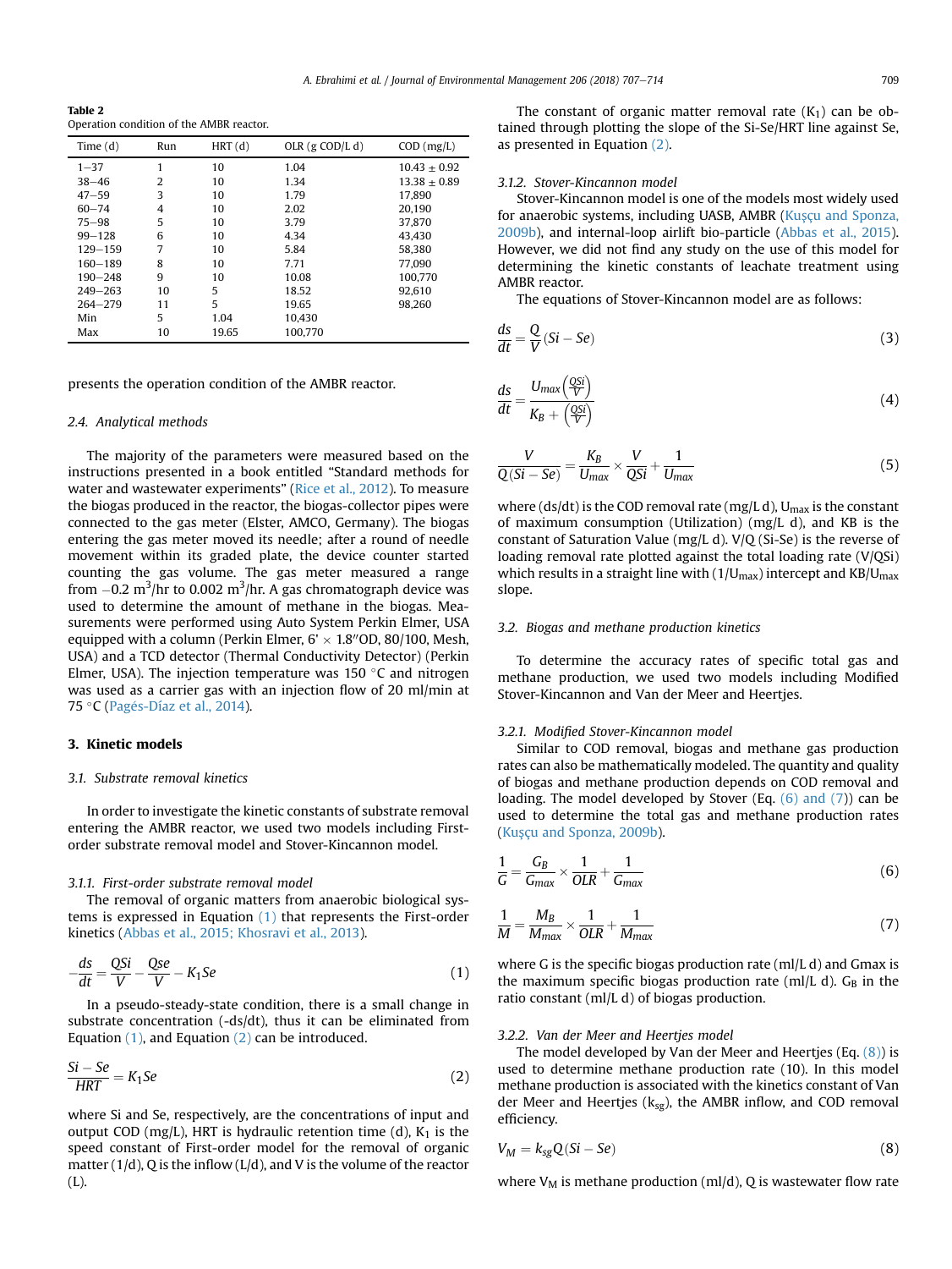**Table 2**
Operation condition of the AMBR reactor.

| Time (d) | Run | HRT (d) | OLR (g COD/L d) | COD (mg/L) |
|---|---|---|---|---|
| 1−37 | 1 | 10 | 1.04 | 10.43 ± 0.92 |
| 38−46 | 2 | 10 | 1.34 | 13.38 ± 0.89 |
| 47−59 | 3 | 10 | 1.79 | 17,890 |
| 60−74 | 4 | 10 | 2.02 | 20,190 |
| 75−98 | 5 | 10 | 3.79 | 37,870 |
| 99−128 | 6 | 10 | 4.34 | 43,430 |
| 129−159 | 7 | 10 | 5.84 | 58,380 |
| 160−189 | 8 | 10 | 7.71 | 77,090 |
| 190−248 | 9 | 10 | 10.08 | 100,770 |
| 249−263 | 10 | 5 | 18.52 | 92,610 |
| 264−279 | 11 | 5 | 19.65 | 98,260 |
| Min | 5 | 1.04 | 10,430 | |
| Max | 10 | 19.65 | 100,770 | |

presents the operation condition of the AMBR reactor.

### 2.4. Analytical methods

The majority of the parameters were measured based on the instructions presented in a book entitled "Standard methods for water and wastewater experiments" (Rice et al., 2012). To measure the biogas produced in the reactor, the biogas-collector pipes were connected to the gas meter (Elster, AMCO, Germany). The biogas entering the gas meter moved its needle; after a round of needle movement within its graded plate, the device counter started counting the gas volume. The gas meter measured a range from $-0.2$ $m^3$/hr to 0.002 $m^3$/hr. A gas chromatograph device was used to determine the amount of methane in the biogas. Measurements were performed using Auto System Perkin Elmer, USA equipped with a column (Perkin Elmer, 6′ × 1.8″OD, 80/100, Mesh, USA) and a TCD detector (Thermal Conductivity Detector) (Perkin Elmer, USA). The injection temperature was 150 °C and nitrogen was used as a carrier gas with an injection flow of 20 ml/min at 75 °C (Pagés-Díaz et al., 2014).

## 3. Kinetic models

### 3.1. Substrate removal kinetics

In order to investigate the kinetic constants of substrate removal entering the AMBR reactor, we used two models including First-order substrate removal model and Stover-Kincannon model.

#### 3.1.1. First-order substrate removal model

The removal of organic matters from anaerobic biological systems is expressed in Equation (1) that represents the First-order kinetics (Abbas et al., 2015; Khosravi et al., 2013).

$$-\frac{ds}{dt} = \frac{QSi}{V} - \frac{Qse}{V} - K_1 Se \tag{1}$$

In a pseudo-steady-state condition, there is a small change in substrate concentration (-ds/dt), thus it can be eliminated from Equation (1), and Equation (2) can be introduced.

$$\frac{Si - Se}{HRT} = K_1 Se \tag{2}$$

where Si and Se, respectively, are the concentrations of input and output COD (mg/L), HRT is hydraulic retention time (d), $K_1$ is the speed constant of First-order model for the removal of organic matter (1/d), Q is the inflow (L/d), and V is the volume of the reactor (L).

The constant of organic matter removal rate ($K_1$) can be obtained through plotting the slope of the Si-Se/HRT line against Se, as presented in Equation (2).

#### 3.1.2. Stover-Kincannon model

Stover-Kincannon model is one of the models most widely used for anaerobic systems, including UASB, AMBR (Kuşçu and Sponza, 2009b), and internal-loop airlift bio-particle (Abbas et al., 2015). However, we did not find any study on the use of this model for determining the kinetic constants of leachate treatment using AMBR reactor.

The equations of Stover-Kincannon model are as follows:

$$\frac{ds}{dt} = \frac{Q}{V}(Si - Se) \tag{3}$$

$$\frac{ds}{dt} = \frac{U_{max}\left(\frac{QSi}{V}\right)}{K_B + \left(\frac{QSi}{V}\right)} \tag{4}$$

$$\frac{V}{Q(Si - Se)} = \frac{K_B}{U_{max}} \times \frac{V}{QSi} + \frac{1}{U_{max}} \tag{5}$$

where (ds/dt) is the COD removal rate (mg/L d), $U_{max}$ is the constant of maximum consumption (Utilization) (mg/L d), and KB is the constant of Saturation Value (mg/L d). V/Q (Si-Se) is the reverse of loading removal rate plotted against the total loading rate (V/QSi) which results in a straight line with ($1/U_{max}$) intercept and $KB/U_{max}$ slope.

### 3.2. Biogas and methane production kinetics

To determine the accuracy rates of specific total gas and methane production, we used two models including Modified Stover-Kincannon and Van der Meer and Heertjes.

#### 3.2.1. Modified Stover-Kincannon model

Similar to COD removal, biogas and methane gas production rates can also be mathematically modeled. The quantity and quality of biogas and methane production depends on COD removal and loading. The model developed by Stover (Eq. (6) and (7)) can be used to determine the total gas and methane production rates (Kuşçu and Sponza, 2009b).

$$\frac{1}{G} = \frac{G_B}{G_{max}} \times \frac{1}{OLR} + \frac{1}{G_{max}} \tag{6}$$

$$\frac{1}{M} = \frac{M_B}{M_{max}} \times \frac{1}{OLR} + \frac{1}{M_{max}} \tag{7}$$

where G is the specific biogas production rate (ml/L d) and Gmax is the maximum specific biogas production rate (ml/L d). $G_B$ in the ratio constant (ml/L d) of biogas production.

#### 3.2.2. Van der Meer and Heertjes model

The model developed by Van der Meer and Heertjes (Eq. (8)) is used to determine methane production rate (10). In this model methane production is associated with the kinetics constant of Van der Meer and Heertjes ($k_{sg}$), the AMBR inflow, and COD removal efficiency.

$$V_M = k_{sg} Q(Si - Se) \tag{8}$$

where $V_M$ is methane production (ml/d), Q is wastewater flow rate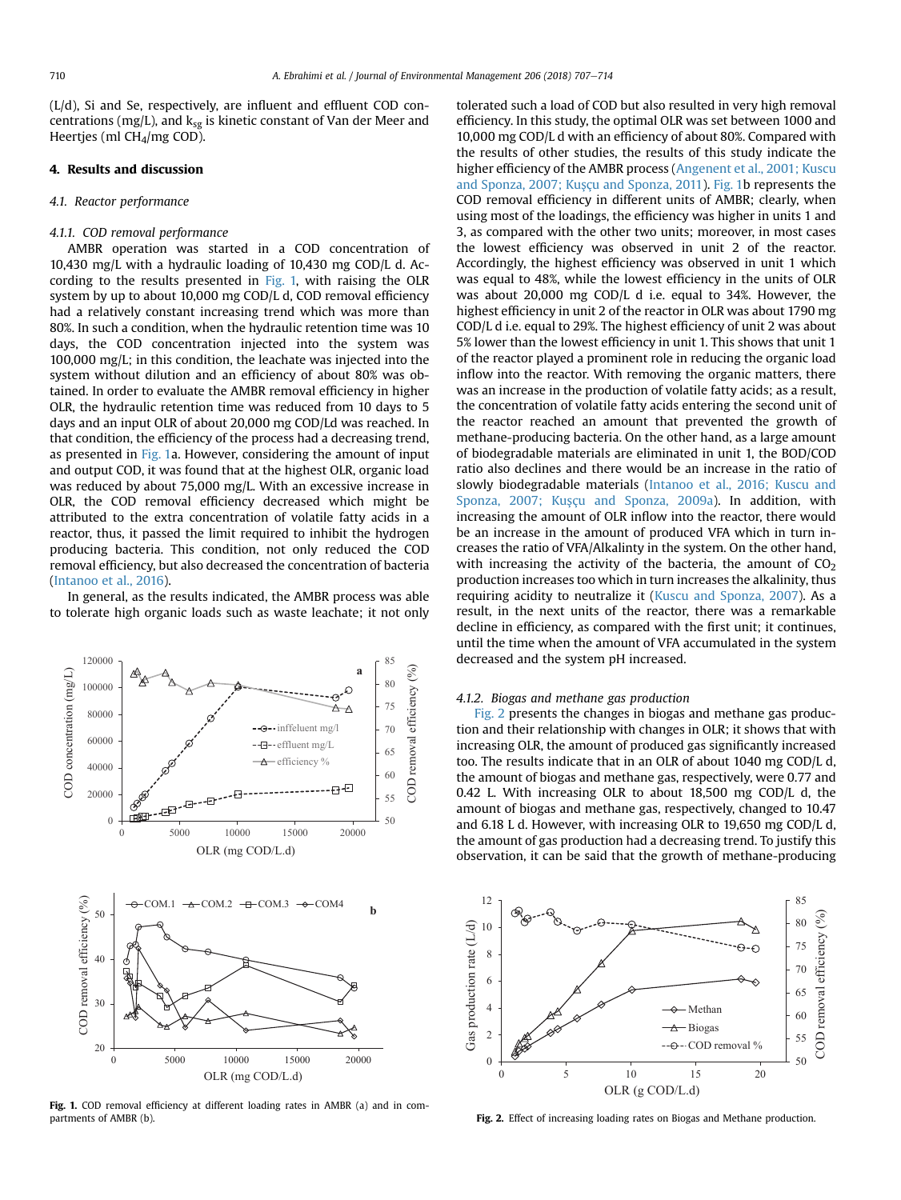(L/d), Si and Se, respectively, are influent and effluent COD concentrations (mg/L), and $k_{sg}$ is kinetic constant of Van der Meer and Heertjes (ml $CH_4$/mg COD).

## 4. Results and discussion

### 4.1. Reactor performance

#### 4.1.1. COD removal performance

AMBR operation was started in a COD concentration of 10,430 mg/L with a hydraulic loading of 10,430 mg COD/L d. According to the results presented in Fig. 1, with raising the OLR system by up to about 10,000 mg COD/L d, COD removal efficiency had a relatively constant increasing trend which was more than 80%. In such a condition, when the hydraulic retention time was 10 days, the COD concentration injected into the system was 100,000 mg/L; in this condition, the leachate was injected into the system without dilution and an efficiency of about 80% was obtained. In order to evaluate the AMBR removal efficiency in higher OLR, the hydraulic retention time was reduced from 10 days to 5 days and an input OLR of about 20,000 mg COD/Ld was reached. In that condition, the efficiency of the process had a decreasing trend, as presented in Fig. 1a. However, considering the amount of input and output COD, it was found that at the highest OLR, organic load was reduced by about 75,000 mg/L. With an excessive increase in OLR, the COD removal efficiency decreased which might be attributed to the extra concentration of volatile fatty acids in a reactor, thus, it passed the limit required to inhibit the hydrogen producing bacteria. This condition, not only reduced the COD removal efficiency, but also decreased the concentration of bacteria (Intanoo et al., 2016).

In general, as the results indicated, the AMBR process was able to tolerate high organic loads such as waste leachate; it not only tolerated such a load of COD but also resulted in very high removal efficiency. In this study, the optimal OLR was set between 1000 and 10,000 mg COD/L d with an efficiency of about 80%. Compared with the results of other studies, the results of this study indicate the higher efficiency of the AMBR process (Angenent et al., 2001; Kuscu and Sponza, 2007; Kuşçu and Sponza, 2011). Fig. 1b represents the COD removal efficiency in different units of AMBR; clearly, when using most of the loadings, the efficiency was higher in units 1 and 3, as compared with the other two units; moreover, in most cases the lowest efficiency was observed in unit 2 of the reactor. Accordingly, the highest efficiency was observed in unit 1 which was equal to 48%, while the lowest efficiency in the units of OLR was about 20,000 mg COD/L d i.e. equal to 34%. However, the highest efficiency in unit 2 of the reactor in OLR was about 1790 mg COD/L d i.e. equal to 29%. The highest efficiency of unit 2 was about 5% lower than the lowest efficiency in unit 1. This shows that unit 1 of the reactor played a prominent role in reducing the organic load inflow into the reactor. With removing the organic matters, there was an increase in the production of volatile fatty acids; as a result, the concentration of volatile fatty acids entering the second unit of the reactor reached an amount that prevented the growth of methane-producing bacteria. On the other hand, as a large amount of biodegradable materials are eliminated in unit 1, the BOD/COD ratio also declines and there would be an increase in the ratio of slowly biodegradable materials (Intanoo et al., 2016; Kuscu and Sponza, 2007; Kuşçu and Sponza, 2009a). In addition, with increasing the amount of OLR inflow into the reactor, there would be an increase in the amount of produced VFA which in turn increases the ratio of VFA/Alkalinty in the system. On the other hand, with increasing the activity of the bacteria, the amount of $CO_2$ production increases too which in turn increases the alkalinity, thus requiring acidity to neutralize it (Kuscu and Sponza, 2007). As a result, in the next units of the reactor, there was a remarkable decline in efficiency, as compared with the first unit; it continues, until the time when the amount of VFA accumulated in the system decreased and the system pH increased.

**Fig. 1.** COD removal efficiency at different loading rates in AMBR (a) and in compartments of AMBR (b).

#### 4.1.2. Biogas and methane gas production

Fig. 2 presents the changes in biogas and methane gas production and their relationship with changes in OLR; it shows that with increasing OLR, the amount of produced gas significantly increased too. The results indicate that in an OLR of about 1040 mg COD/L d, the amount of biogas and methane gas, respectively, were 0.77 and 0.42 L. With increasing OLR to about 18,500 mg COD/L d, the amount of biogas and methane gas, respectively, changed to 10.47 and 6.18 L d. However, with increasing OLR to 19,650 mg COD/L d, the amount of gas production had a decreasing trend. To justify this observation, it can be said that the growth of methane-producing

**Fig. 2.** Effect of increasing loading rates on Biogas and Methane production.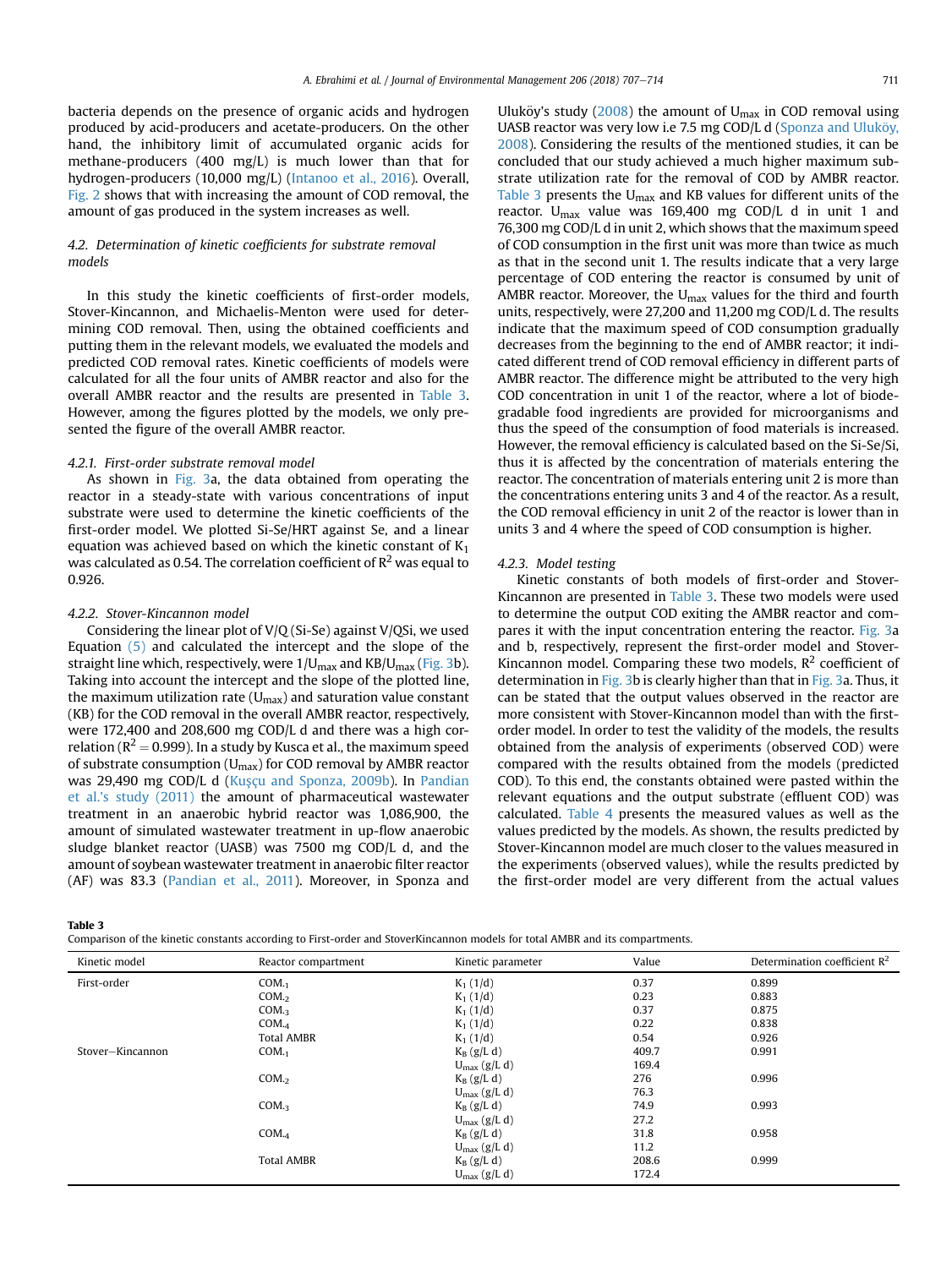bacteria depends on the presence of organic acids and hydrogen produced by acid-producers and acetate-producers. On the other hand, the inhibitory limit of accumulated organic acids for methane-producers (400 mg/L) is much lower than that for hydrogen-producers (10,000 mg/L) (Intanoo et al., 2016). Overall, Fig. 2 shows that with increasing the amount of COD removal, the amount of gas produced in the system increases as well.

### 4.2. Determination of kinetic coefficients for substrate removal models

In this study the kinetic coefficients of first-order models, Stover-Kincannon, and Michaelis-Menton were used for determining COD removal. Then, using the obtained coefficients and putting them in the relevant models, we evaluated the models and predicted COD removal rates. Kinetic coefficients of models were calculated for all the four units of AMBR reactor and also for the overall AMBR reactor and the results are presented in Table 3. However, among the figures plotted by the models, we only presented the figure of the overall AMBR reactor.

#### 4.2.1. First-order substrate removal model

As shown in Fig. 3a, the data obtained from operating the reactor in a steady-state with various concentrations of input substrate were used to determine the kinetic coefficients of the first-order model. We plotted Si-Se/HRT against Se, and a linear equation was achieved based on which the kinetic constant of $K_1$ was calculated as 0.54. The correlation coefficient of $R^2$ was equal to 0.926.

#### 4.2.2. Stover-Kincannon model

Considering the linear plot of V/Q (Si-Se) against V/QSi, we used Equation (5) and calculated the intercept and the slope of the straight line which, respectively, were $1/U_{max}$ and $KB/U_{max}$ (Fig. 3b). Taking into account the intercept and the slope of the plotted line, the maximum utilization rate ($U_{max}$) and saturation value constant (KB) for the COD removal in the overall AMBR reactor, respectively, were 172,400 and 208,600 mg COD/L d and there was a high correlation ($R^2 = 0.999$). In a study by Kusca et al., the maximum speed of substrate consumption ($U_{max}$) for COD removal by AMBR reactor was 29,490 mg COD/L d (Kuşçu and Sponza, 2009b). In Pandian et al.'s study (2011) the amount of pharmaceutical wastewater treatment in an anaerobic hybrid reactor was 1,086,900, the amount of simulated wastewater treatment in up-flow anaerobic sludge blanket reactor (UASB) was 7500 mg COD/L d, and the amount of soybean wastewater treatment in anaerobic filter reactor (AF) was 83.3 (Pandian et al., 2011). Moreover, in Sponza and Ulukӧy's study (2008) the amount of $U_{max}$ in COD removal using UASB reactor was very low i.e 7.5 mg COD/L d (Sponza and Ulukӧy, 2008). Considering the results of the mentioned studies, it can be concluded that our study achieved a much higher maximum substrate utilization rate for the removal of COD by AMBR reactor. Table 3 presents the $U_{max}$ and KB values for different units of the reactor. $U_{max}$ value was 169,400 mg COD/L d in unit 1 and 76,300 mg COD/L d in unit 2, which shows that the maximum speed of COD consumption in the first unit was more than twice as much as that in the second unit 1. The results indicate that a very large percentage of COD entering the reactor is consumed by unit of AMBR reactor. Moreover, the $U_{max}$ values for the third and fourth units, respectively, were 27,200 and 11,200 mg COD/L d. The results indicate that the maximum speed of COD consumption gradually decreases from the beginning to the end of AMBR reactor; it indicated different trend of COD removal efficiency in different parts of AMBR reactor. The difference might be attributed to the very high COD concentration in unit 1 of the reactor, where a lot of biodegradable food ingredients are provided for microorganisms and thus the speed of the consumption of food materials is increased. However, the removal efficiency is calculated based on the Si-Se/Si, thus it is affected by the concentration of materials entering the reactor. The concentration of materials entering unit 2 is more than the concentrations entering units 3 and 4 of the reactor. As a result, the COD removal efficiency in unit 2 of the reactor is lower than in units 3 and 4 where the speed of COD consumption is higher.

#### 4.2.3. Model testing

Kinetic constants of both models of first-order and Stover-Kincannon are presented in Table 3. These two models were used to determine the output COD exiting the AMBR reactor and compares it with the input concentration entering the reactor. Fig. 3a and b, respectively, represent the first-order model and Stover-Kincannon model. Comparing these two models, $R^2$ coefficient of determination in Fig. 3b is clearly higher than that in Fig. 3a. Thus, it can be stated that the output values observed in the reactor are more consistent with Stover-Kincannon model than with the first-order model. In order to test the validity of the models, the results obtained from the analysis of experiments (observed COD) were compared with the results obtained from the models (predicted COD). To this end, the constants obtained were pasted within the relevant equations and the output substrate (effluent COD) was calculated. Table 4 presents the measured values as well as the values predicted by the models. As shown, the results predicted by Stover-Kincannon model are much closer to the values measured in the experiments (observed values), while the results predicted by the first-order model are very different from the actual values

**Table 3**
Comparison of the kinetic constants according to First-order and StoverKincannon models for total AMBR and its compartments.

| Kinetic model | Reactor compartment | Kinetic parameter | Value | Determination coefficient $R^2$ |
|---|---|---|---|---|
| First-order | COM.1 | $K_1$ (1/d) | 0.37 | 0.899 |
| | COM.2 | $K_1$ (1/d) | 0.23 | 0.883 |
| | COM.3 | $K_1$ (1/d) | 0.37 | 0.875 |
| | COM.4 | $K_1$ (1/d) | 0.22 | 0.838 |
| | Total AMBR | $K_1$ (1/d) | 0.54 | 0.926 |
| Stover–Kincannon | COM.1 | $K_B$ (g/L d) | 409.7 | 0.991 |
| | | $U_{max}$ (g/L d) | 169.4 | |
| | COM.2 | $K_B$ (g/L d) | 276 | 0.996 |
| | | $U_{max}$ (g/L d) | 76.3 | |
| | COM.3 | $K_B$ (g/L d) | 74.9 | 0.993 |
| | | $U_{max}$ (g/L d) | 27.2 | |
| | COM.4 | $K_B$ (g/L d) | 31.8 | 0.958 |
| | | $U_{max}$ (g/L d) | 11.2 | |
| | Total AMBR | $K_B$ (g/L d) | 208.6 | 0.999 |
| | | $U_{max}$ (g/L d) | 172.4 | |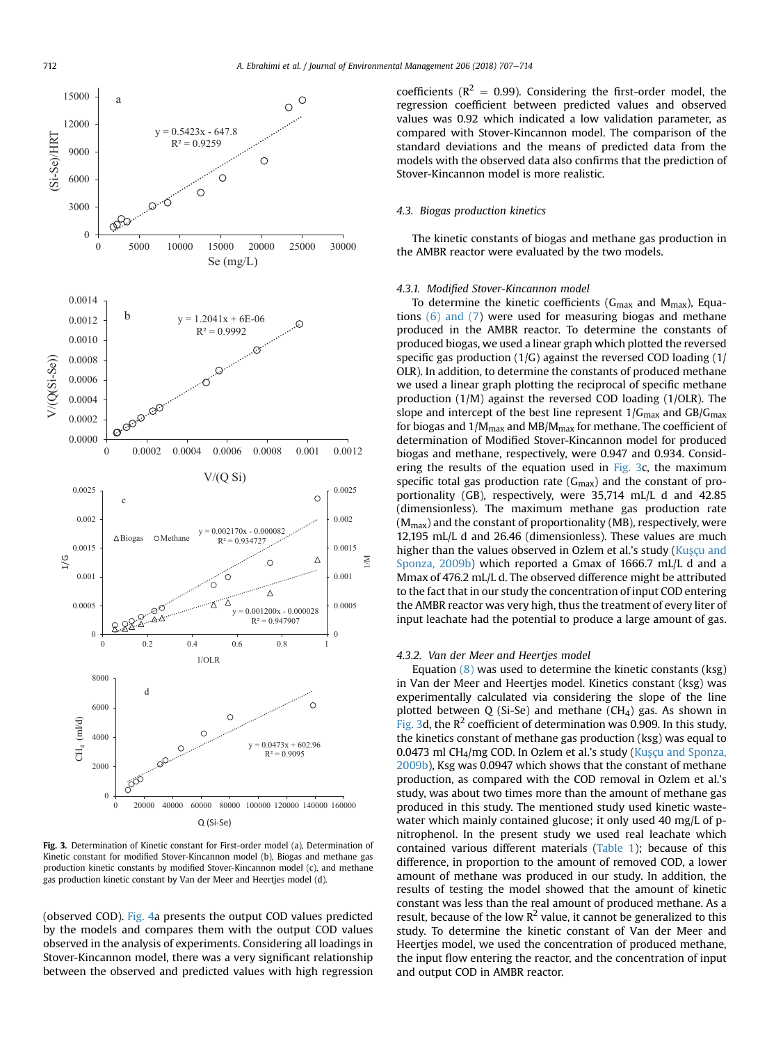**Fig. 3.** Determination of Kinetic constant for First-order model (a), Determination of Kinetic constant for modified Stover-Kincannon model (b), Biogas and methane gas production kinetic constants by modified Stover-Kincannon model (c), and methane gas production kinetic constant by Van der Meer and Heertjes model (d).

(observed COD). Fig. 4a presents the output COD values predicted by the models and compares them with the output COD values observed in the analysis of experiments. Considering all loadings in Stover-Kincannon model, there was a very significant relationship between the observed and predicted values with high regression coefficients ($R^2 = 0.99$). Considering the first-order model, the regression coefficient between predicted values and observed values was 0.92 which indicated a low validation parameter, as compared with Stover-Kincannon model. The comparison of the standard deviations and the means of predicted data from the models with the observed data also confirms that the prediction of Stover-Kincannon model is more realistic.

### 4.3. Biogas production kinetics

The kinetic constants of biogas and methane gas production in the AMBR reactor were evaluated by the two models.

#### 4.3.1. Modified Stover-Kincannon model

To determine the kinetic coefficients ($G_{max}$ and $M_{max}$), Equations (6) and (7) were used for measuring biogas and methane produced in the AMBR reactor. To determine the constants of produced biogas, we used a linear graph which plotted the reversed specific gas production (1/G) against the reversed COD loading (1/OLR). In addition, to determine the constants of produced methane we used a linear graph plotting the reciprocal of specific methane production (1/M) against the reversed COD loading (1/OLR). The slope and intercept of the best line represent $1/G_{max}$ and $GB/G_{max}$ for biogas and $1/M_{max}$ and $MB/M_{max}$ for methane. The coefficient of determination of Modified Stover-Kincannon model for produced biogas and methane, respectively, were 0.947 and 0.934. Considering the results of the equation used in Fig. 3c, the maximum specific total gas production rate ($G_{max}$) and the constant of proportionality (GB), respectively, were 35,714 mL/L d and 42.85 (dimensionless). The maximum methane gas production rate ($M_{max}$) and the constant of proportionality (MB), respectively, were 12,195 mL/L d and 26.46 (dimensionless). These values are much higher than the values observed in Ozlem et al.'s study (Kuşçu and Sponza, 2009b) which reported a Gmax of 1666.7 mL/L d and a Mmax of 476.2 mL/L d. The observed difference might be attributed to the fact that in our study the concentration of input COD entering the AMBR reactor was very high, thus the treatment of every liter of input leachate had the potential to produce a large amount of gas.

#### 4.3.2. Van der Meer and Heertjes model

Equation (8) was used to determine the kinetic constants (ksg) in Van der Meer and Heertjes model. Kinetics constant (ksg) was experimentally calculated via considering the slope of the line plotted between Q (Si-Se) and methane ($CH_4$) gas. As shown in Fig. 3d, the $R^2$ coefficient of determination was 0.909. In this study, the kinetics constant of methane gas production (ksg) was equal to 0.0473 ml $CH_4$/mg COD. In Ozlem et al.'s study (Kuşçu and Sponza, 2009b), Ksg was 0.0947 which shows that the constant of methane production, as compared with the COD removal in Ozlem et al.'s study, was about two times more than the amount of methane gas produced in this study. The mentioned study used kinetic wastewater which mainly contained glucose; it only used 40 mg/L of p-nitrophenol. In the present study we used real leachate which contained various different materials (Table 1); because of this difference, in proportion to the amount of removed COD, a lower amount of methane was produced in our study. In addition, the results of testing the model showed that the amount of kinetic constant was less than the real amount of produced methane. As a result, because of the low $R^2$ value, it cannot be generalized to this study. To determine the kinetic constant of Van der Meer and Heertjes model, we used the concentration of produced methane, the input flow entering the reactor, and the concentration of input and output COD in AMBR reactor.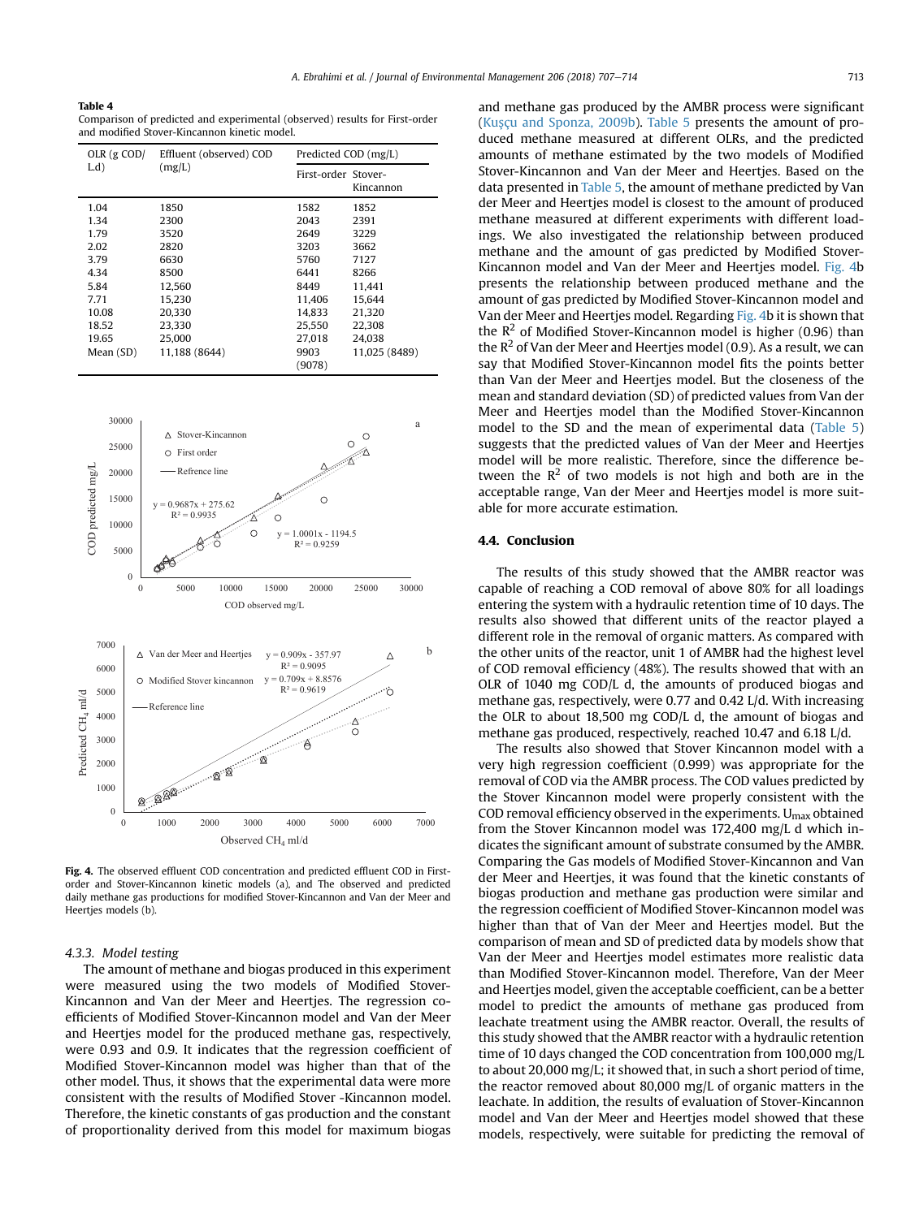**Table 4**
Comparison of predicted and experimental (observed) results for First-order and modified Stover-Kincannon kinetic model.

| OLR (g COD/L.d) | Effluent (observed) COD (mg/L) | Predicted COD (mg/L) | |
|---|---|---|---|
| | | First-order | Stover-Kincannon |
| 1.04 | 1850 | 1582 | 1852 |
| 1.34 | 2300 | 2043 | 2391 |
| 1.79 | 3520 | 2649 | 3229 |
| 2.02 | 2820 | 3203 | 3662 |
| 3.79 | 6630 | 5760 | 7127 |
| 4.34 | 8500 | 6441 | 8266 |
| 5.84 | 12,560 | 8449 | 11,441 |
| 7.71 | 15,230 | 11,406 | 15,644 |
| 10.08 | 20,330 | 14,833 | 21,320 |
| 18.52 | 23,330 | 25,550 | 22,308 |
| 19.65 | 25,000 | 27,018 | 24,038 |
| Mean (SD) | 11,188 (8644) | 9903 (9078) | 11,025 (8489) |

**Fig. 4.** The observed effluent COD concentration and predicted effluent COD in First-order and Stover-Kincannon kinetic models (a), and The observed and predicted daily methane gas productions for modified Stover-Kincannon and Van der Meer and Heertjes models (b).

### 4.3.3. Model testing

The amount of methane and biogas produced in this experiment were measured using the two models of Modified Stover-Kincannon and Van der Meer and Heertjes. The regression coefficients of Modified Stover-Kincannon model and Van der Meer and Heertjes model for the produced methane gas, respectively, were 0.93 and 0.9. It indicates that the regression coefficient of Modified Stover-Kincannon model was higher than that of the other model. Thus, it shows that the experimental data were more consistent with the results of Modified Stover -Kincannon model. Therefore, the kinetic constants of gas production and the constant of proportionality derived from this model for maximum biogas and methane gas produced by the AMBR process were significant (Kuşçu and Sponza, 2009b). Table 5 presents the amount of produced methane measured at different OLRs, and the predicted amounts of methane estimated by the two models of Modified Stover-Kincannon and Van der Meer and Heertjes. Based on the data presented in Table 5, the amount of methane predicted by Van der Meer and Heertjes model is closest to the amount of produced methane measured at different experiments with different loadings. We also investigated the relationship between produced methane and the amount of gas predicted by Modified Stover-Kincannon model and Van der Meer and Heertjes model. Fig. 4b presents the relationship between produced methane and the amount of gas predicted by Modified Stover-Kincannon model and Van der Meer and Heertjes model. Regarding Fig. 4b it is shown that the $R^2$ of Modified Stover-Kincannon model is higher (0.96) than the $R^2$ of Van der Meer and Heertjes model (0.9). As a result, we can say that Modified Stover-Kincannon model fits the points better than Van der Meer and Heertjes model. But the closeness of the mean and standard deviation (SD) of predicted values from Van der Meer and Heertjes model than the Modified Stover-Kincannon model to the SD and the mean of experimental data (Table 5) suggests that the predicted values of Van der Meer and Heertjes model will be more realistic. Therefore, since the difference between the $R^2$ of two models is not high and both are in the acceptable range, Van der Meer and Heertjes model is more suitable for more accurate estimation.

## 4.4. Conclusion

The results of this study showed that the AMBR reactor was capable of reaching a COD removal of above 80% for all loadings entering the system with a hydraulic retention time of 10 days. The results also showed that different units of the reactor played a different role in the removal of organic matters. As compared with the other units of the reactor, unit 1 of AMBR had the highest level of COD removal efficiency (48%). The results showed that with an OLR of 1040 mg COD/L d, the amounts of produced biogas and methane gas, respectively, were 0.77 and 0.42 L/d. With increasing the OLR to about 18,500 mg COD/L d, the amount of biogas and methane gas produced, respectively, reached 10.47 and 6.18 L/d.

The results also showed that Stover Kincannon model with a very high regression coefficient (0.999) was appropriate for the removal of COD via the AMBR process. The COD values predicted by the Stover Kincannon model were properly consistent with the COD removal efficiency observed in the experiments. $U_{max}$ obtained from the Stover Kincannon model was 172,400 mg/L d which indicates the significant amount of substrate consumed by the AMBR. Comparing the Gas models of Modified Stover-Kincannon and Van der Meer and Heertjes, it was found that the kinetic constants of biogas production and methane gas production were similar and the regression coefficient of Modified Stover-Kincannon model was higher than that of Van der Meer and Heertjes model. But the comparison of mean and SD of predicted data by models show that Van der Meer and Heertjes model estimates more realistic data than Modified Stover-Kincannon model. Therefore, Van der Meer and Heertjes model, given the acceptable coefficient, can be a better model to predict the amounts of methane gas produced from leachate treatment using the AMBR reactor. Overall, the results of this study showed that the AMBR reactor with a hydraulic retention time of 10 days changed the COD concentration from 100,000 mg/L to about 20,000 mg/L; it showed that, in such a short period of time, the reactor removed about 80,000 mg/L of organic matters in the leachate. In addition, the results of evaluation of Stover-Kincannon model and Van der Meer and Heertjes model showed that these models, respectively, were suitable for predicting the removal of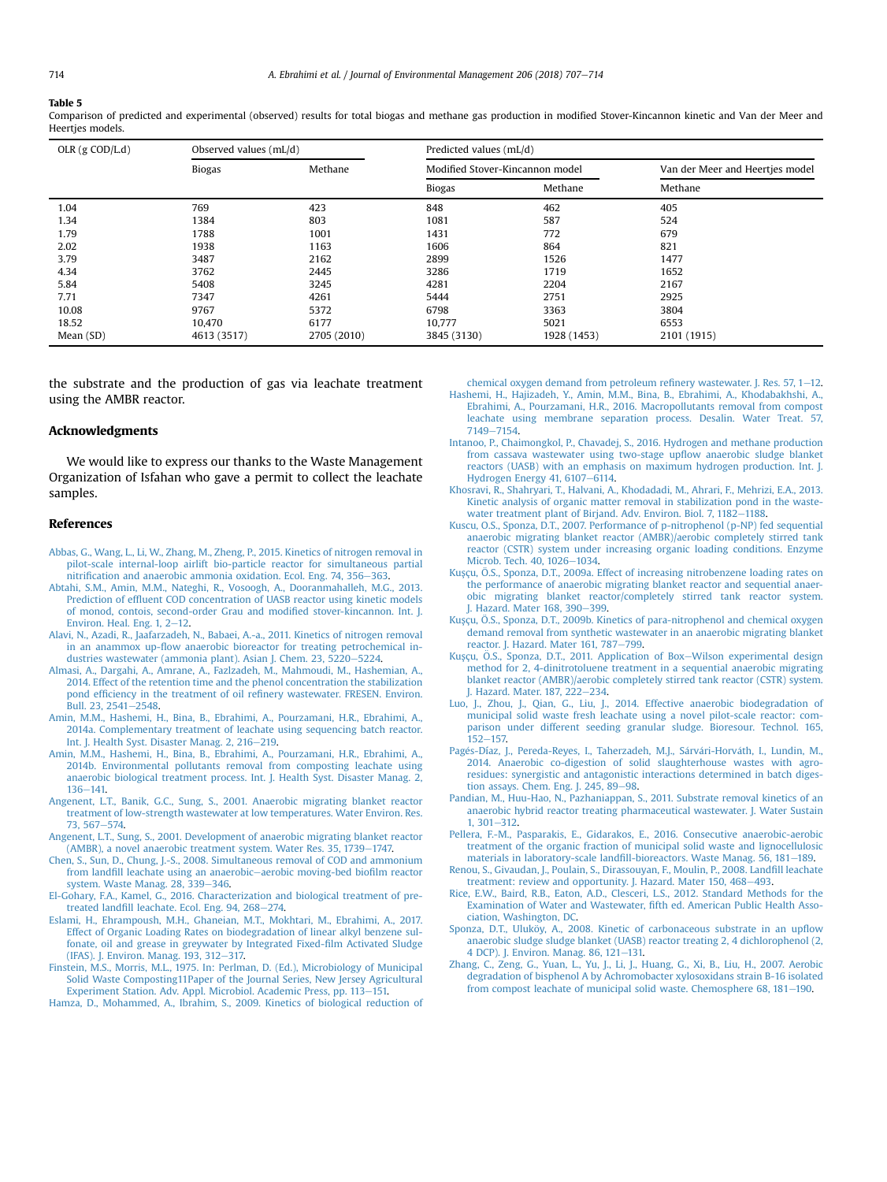**Table 5**
Comparison of predicted and experimental (observed) results for total biogas and methane gas production in modified Stover-Kincannon kinetic and Van der Meer and Heertjes models.

| OLR (g COD/L.d) | Observed values (mL/d) | | Predicted values (mL/d) | | |
|---|---|---|---|---|---|
| | Biogas | Methane | Modified Stover-Kincannon model | | Van der Meer and Heertjes model |
| | | | Biogas | Methane | Methane |
| 1.04 | 769 | 423 | 848 | 462 | 405 |
| 1.34 | 1384 | 803 | 1081 | 587 | 524 |
| 1.79 | 1788 | 1001 | 1431 | 772 | 679 |
| 2.02 | 1938 | 1163 | 1606 | 864 | 821 |
| 3.79 | 3487 | 2162 | 2899 | 1526 | 1477 |
| 4.34 | 3762 | 2445 | 3286 | 1719 | 1652 |
| 5.84 | 5408 | 3245 | 4281 | 2204 | 2167 |
| 7.71 | 7347 | 4261 | 5444 | 2751 | 2925 |
| 10.08 | 9767 | 5372 | 6798 | 3363 | 3804 |
| 18.52 | 10,470 | 6177 | 10,777 | 5021 | 6553 |
| Mean (SD) | 4613 (3517) | 2705 (2010) | 3845 (3130) | 1928 (1453) | 2101 (1915) |

the substrate and the production of gas via leachate treatment using the AMBR reactor.

## Acknowledgments

We would like to express our thanks to the Waste Management Organization of Isfahan who gave a permit to collect the leachate samples.

## References

Abbas, G., Wang, L., Li, W., Zhang, M., Zheng, P., 2015. Kinetics of nitrogen removal in pilot-scale internal-loop airlift bio-particle reactor for simultaneous partial nitrification and anaerobic ammonia oxidation. Ecol. Eng. 74, 356–363.

Abtahi, S.M., Amin, M.M., Nateghi, R., Vosoogh, A., Dooranmahalleh, M.G., 2013. Prediction of effluent COD concentration of UASB reactor using kinetic models of monod, contois, second-order Grau and modified stover-kincannon. Int. J. Environ. Heal. Eng. 1, 2–12.

Alavi, N., Azadi, R., Jaafarzadeh, N., Babaei, A.-a., 2011. Kinetics of nitrogen removal in an anammox up-flow anaerobic bioreactor for treating petrochemical industries wastewater (ammonia plant). Asian J. Chem. 23, 5220–5224.

Almasi, A., Dargahi, A., Amrane, A., Fazlzadeh, M., Mahmoudi, M., Hashemian, A., 2014. Effect of the retention time and the phenol concentration the stabilization pond efficiency in the treatment of oil refinery wastewater. FRESEN. Environ. Bull. 23, 2541–2548.

Amin, M.M., Hashemi, H., Bina, B., Ebrahimi, A., Pourzamani, H.R., Ebrahimi, A., 2014a. Complementary treatment of leachate using sequencing batch reactor. Int. J. Health Syst. Disaster Manag. 2, 216–219.

Amin, M.M., Hashemi, H., Bina, B., Ebrahimi, A., Pourzamani, H.R., Ebrahimi, A., 2014b. Environmental pollutants removal from composting leachate using anaerobic biological treatment process. Int. J. Health Syst. Disaster Manag. 2, 136–141.

Angenent, L.T., Banik, G.C., Sung, S., 2001. Anaerobic migrating blanket reactor treatment of low-strength wastewater at low temperatures. Water Environ. Res. 73, 567–574.

Angenent, L.T., Sung, S., 2001. Development of anaerobic migrating blanket reactor (AMBR), a novel anaerobic treatment system. Water Res. 35, 1739–1747.

Chen, S., Sun, D., Chung, J.-S., 2008. Simultaneous removal of COD and ammonium from landfill leachate using an anaerobic–aerobic moving-bed biofilm reactor system. Waste Manag. 28, 339–346.

El-Gohary, F.A., Kamel, G., 2016. Characterization and biological treatment of pre-treated landfill leachate. Ecol. Eng. 94, 268–274.

Eslami, H., Ehrampoush, M.H., Ghaneian, M.T., Mokhtari, M., Ebrahimi, A., 2017. Effect of Organic Loading Rates on biodegradation of linear alkyl benzene sulfonate, oil and grease in greywater by Integrated Fixed-film Activated Sludge (IFAS). J. Environ. Manag. 193, 312–317.

Finstein, M.S., Morris, M.L., 1975. In: Perlman, D. (Ed.), Microbiology of Municipal Solid Waste Composting11Paper of the Journal Series, New Jersey Agricultural Experiment Station. Adv. Appl. Microbiol. Academic Press, pp. 113–151.

Hamza, D., Mohammed, A., Ibrahim, S., 2009. Kinetics of biological reduction of chemical oxygen demand from petroleum refinery wastewater. J. Res. 57, 1–12.

Hashemi, H., Hajizadeh, Y., Amin, M.M., Bina, B., Ebrahimi, A., Khodabakhshi, A., Ebrahimi, A., Pourzamani, H.R., 2016. Macropollutants removal from compost leachate using membrane separation process. Desalin. Water Treat. 57, 7149–7154.

Intanoo, P., Chaimongkol, P., Chavadej, S., 2016. Hydrogen and methane production from cassava wastewater using two-stage upflow anaerobic sludge blanket reactors (UASB) with an emphasis on maximum hydrogen production. Int. J. Hydrogen Energy 41, 6107–6114.

Khosravi, R., Shahryari, T., Halvani, A., Khodadadi, M., Ahrari, F., Mehrizi, E.A., 2013. Kinetic analysis of organic matter removal in stabilization pond in the waste-water treatment plant of Birjand. Adv. Environ. Biol. 7, 1182–1188.

Kuscu, O.S., Sponza, D.T., 2007. Performance of p-nitrophenol (p-NP) fed sequential anaerobic migrating blanket reactor (AMBR)/aerobic completely stirred tank reactor (CSTR) system under increasing organic loading conditions. Enzyme Microb. Tech. 40, 1026–1034.

Kuşçu, Ö.S., Sponza, D.T., 2009a. Effect of increasing nitrobenzene loading rates on the performance of anaerobic migrating blanket reactor and sequential anaerobic migrating blanket reactor/completely stirred tank reactor system. J. Hazard. Mater 168, 390–399.

Kuşçu, Ö.S., Sponza, D.T., 2009b. Kinetics of para-nitrophenol and chemical oxygen demand removal from synthetic wastewater in an anaerobic migrating blanket reactor. J. Hazard. Mater 161, 787–799.

Kuşçu, Ö.S., Sponza, D.T., 2011. Application of Box–Wilson experimental design method for 2, 4-dinitrotoluene treatment in a sequential anaerobic migrating blanket reactor (AMBR)/aerobic completely stirred tank reactor (CSTR) system. J. Hazard. Mater. 187, 222–234.

Luo, J., Zhou, J., Qian, G., Liu, J., 2014. Effective anaerobic biodegradation of municipal solid waste fresh leachate using a novel pilot-scale reactor: comparison under different seeding granular sludge. Bioresour. Technol. 165, 152–157.

Pagés-Díaz, J., Pereda-Reyes, I., Taherzadeh, M.J., Sárvári-Horváth, I., Lundin, M., 2014. Anaerobic co-digestion of solid slaughterhouse wastes with agro-residues: synergistic and antagonistic interactions determined in batch digestion assays. Chem. Eng. J. 245, 89–98.

Pandian, M., Huu-Hao, N., Pazhaniappan, S., 2011. Substrate removal kinetics of an anaerobic hybrid reactor treating pharmaceutical wastewater. J. Water Sustain 1, 301–312.

Pellera, F.-M., Pasparakis, E., Gidarakos, E., 2016. Consecutive anaerobic-aerobic treatment of the organic fraction of municipal solid waste and lignocellulosic materials in laboratory-scale landfill-bioreactors. Waste Manag. 56, 181–189.

Renou, S., Givaudan, J., Poulain, S., Dirassouyan, F., Moulin, P., 2008. Landfill leachate treatment: review and opportunity. J. Hazard. Mater 150, 468–493.

Rice, E.W., Baird, R.B., Eaton, A.D., Clesceri, L.S., 2012. Standard Methods for the Examination of Water and Wastewater, fifth ed. American Public Health Association, Washington, DC.

Sponza, D.T., Uluköy, A., 2008. Kinetic of carbonaceous substrate in an upflow anaerobic sludge sludge blanket (UASB) reactor treating 2, 4 dichlorophenol (2, 4 DCP). J. Environ. Manag. 86, 121–131.

Zhang, C., Zeng, G., Yuan, L., Yu, J., Li, J., Huang, G., Xi, B., Liu, H., 2007. Aerobic degradation of bisphenol A by Achromobacter xylosoxidans strain B-16 isolated from compost leachate of municipal solid waste. Chemosphere 68, 181–190.